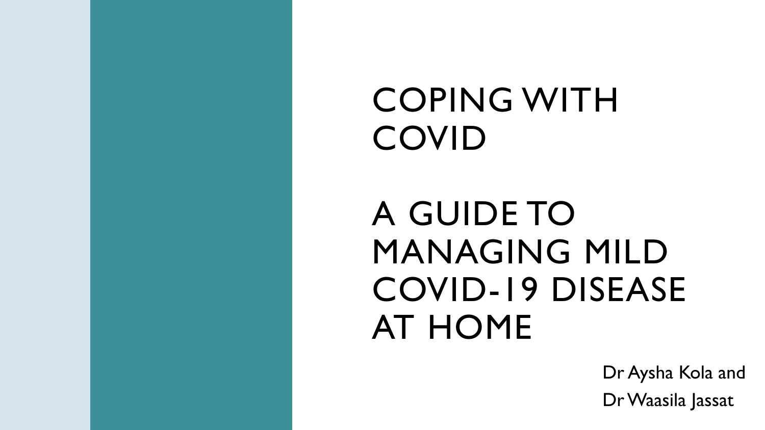# COPING WITH COVID

## A GUIDE TO MANAGING MILD COVID-19 DISEASE AT HOME

Dr Aysha Kola and

Dr Waasila Jassat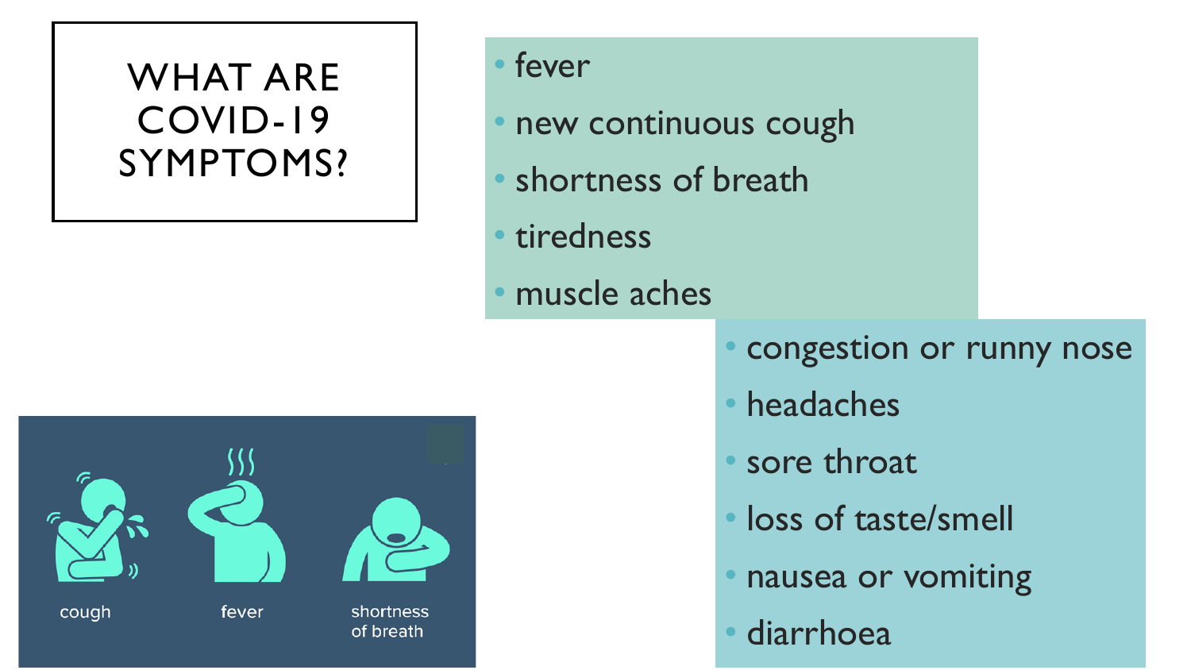# WHAT ARE COVID-19 SYMPTOMS?

- fever
- new continuous cough
- shortness of breath
- tiredness
- muscle aches
- congestion or runny nose
- headaches
- sore throat
- loss of taste/smell
- nausea or vomiting
- diarrhoea

cough

fever

shortness of breath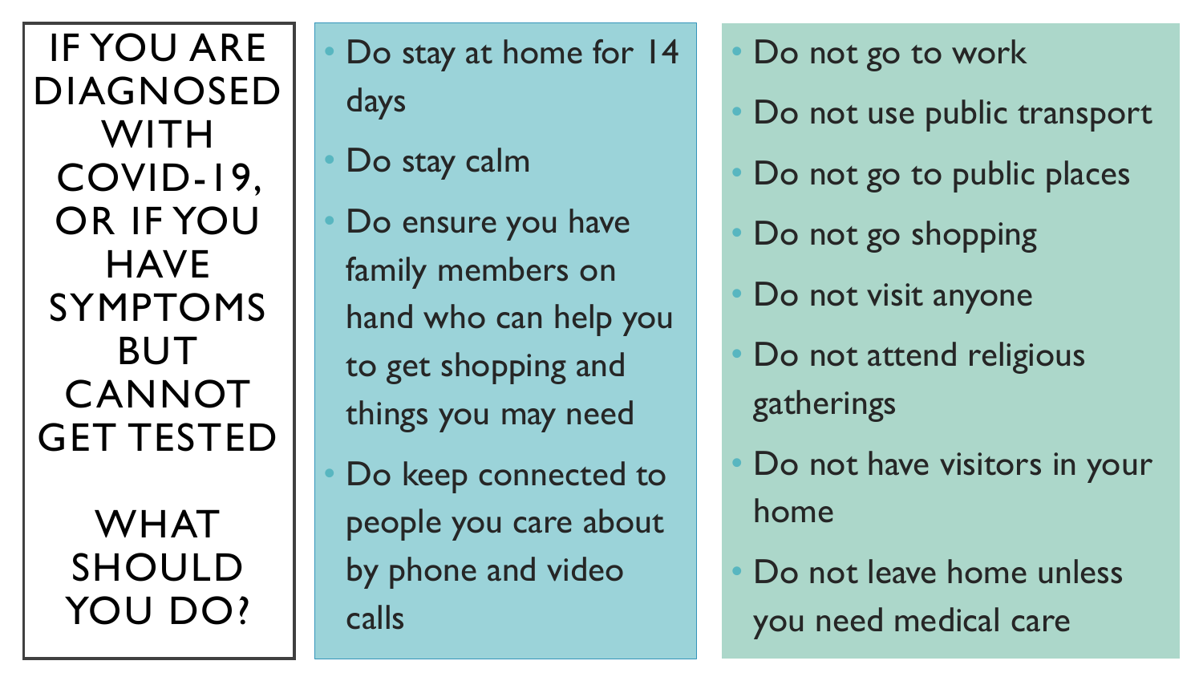# IF YOU ARE DIAGNOSED WITH COVID-19, OR IF YOU HAVE SYMPTOMS BUT CANNOT GET TESTED

# WHAT SHOULD YOU DO?

- Do stay at home for 14 days
- Do stay calm
- Do ensure you have family members on hand who can help you to get shopping and things you may need
- Do keep connected to people you care about by phone and video calls

- Do not go to work
- Do not use public transport
- Do not go to public places
- Do not go shopping
- Do not visit anyone
- Do not attend religious gatherings
- Do not have visitors in your home
- Do not leave home unless you need medical care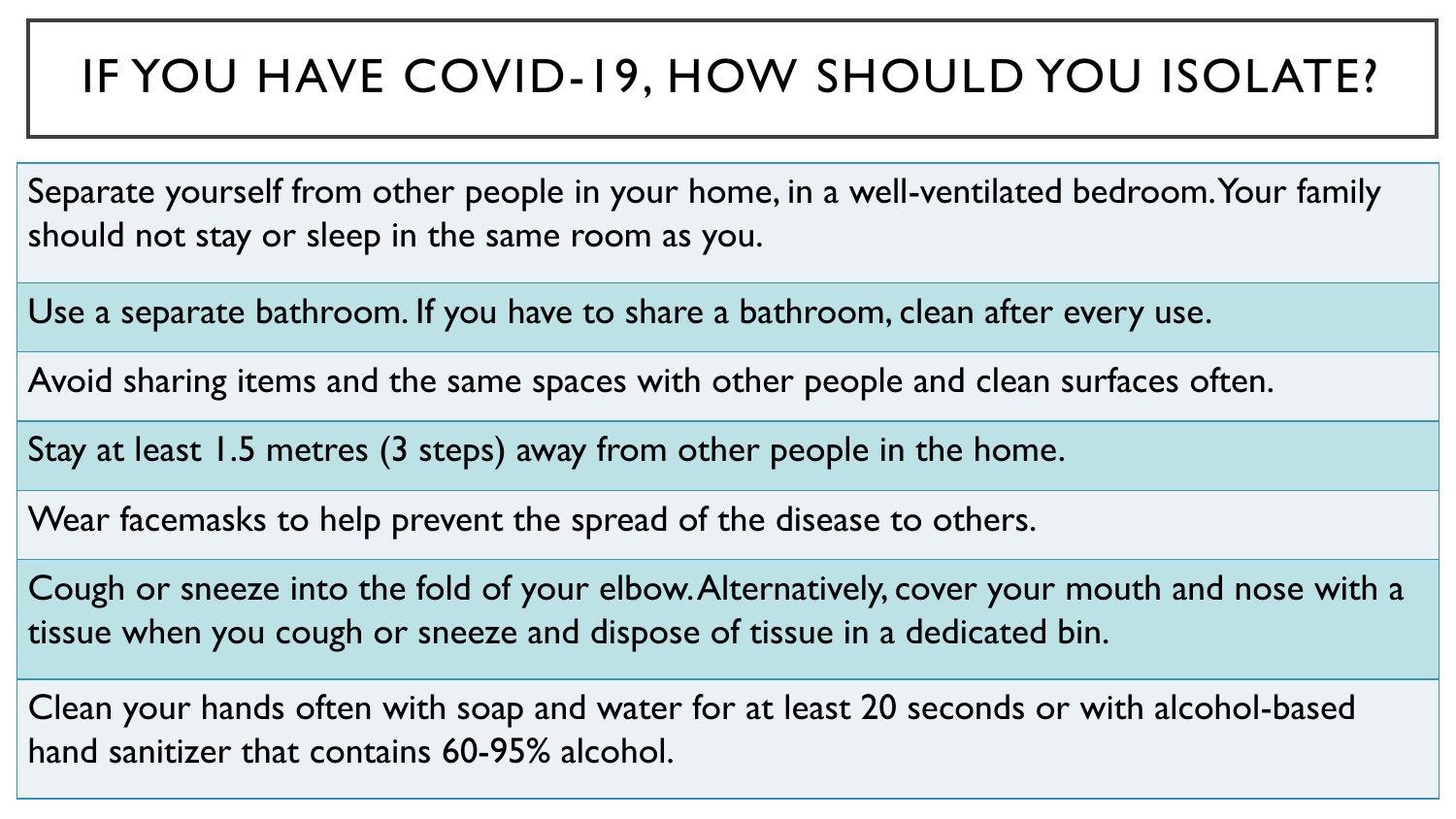# IF YOU HAVE COVID-19, HOW SHOULD YOU ISOLATE?

Separate yourself from other people in your home, in a well-ventilated bedroom. Your family should not stay or sleep in the same room as you.

Use a separate bathroom. If you have to share a bathroom, clean after every use.

Avoid sharing items and the same spaces with other people and clean surfaces often.

Stay at least 1.5 metres (3 steps) away from other people in the home.

Wear facemasks to help prevent the spread of the disease to others.

Cough or sneeze into the fold of your elbow. Alternatively, cover your mouth and nose with a tissue when you cough or sneeze and dispose of tissue in a dedicated bin.

Clean your hands often with soap and water for at least 20 seconds or with alcohol-based hand sanitizer that contains 60-95% alcohol.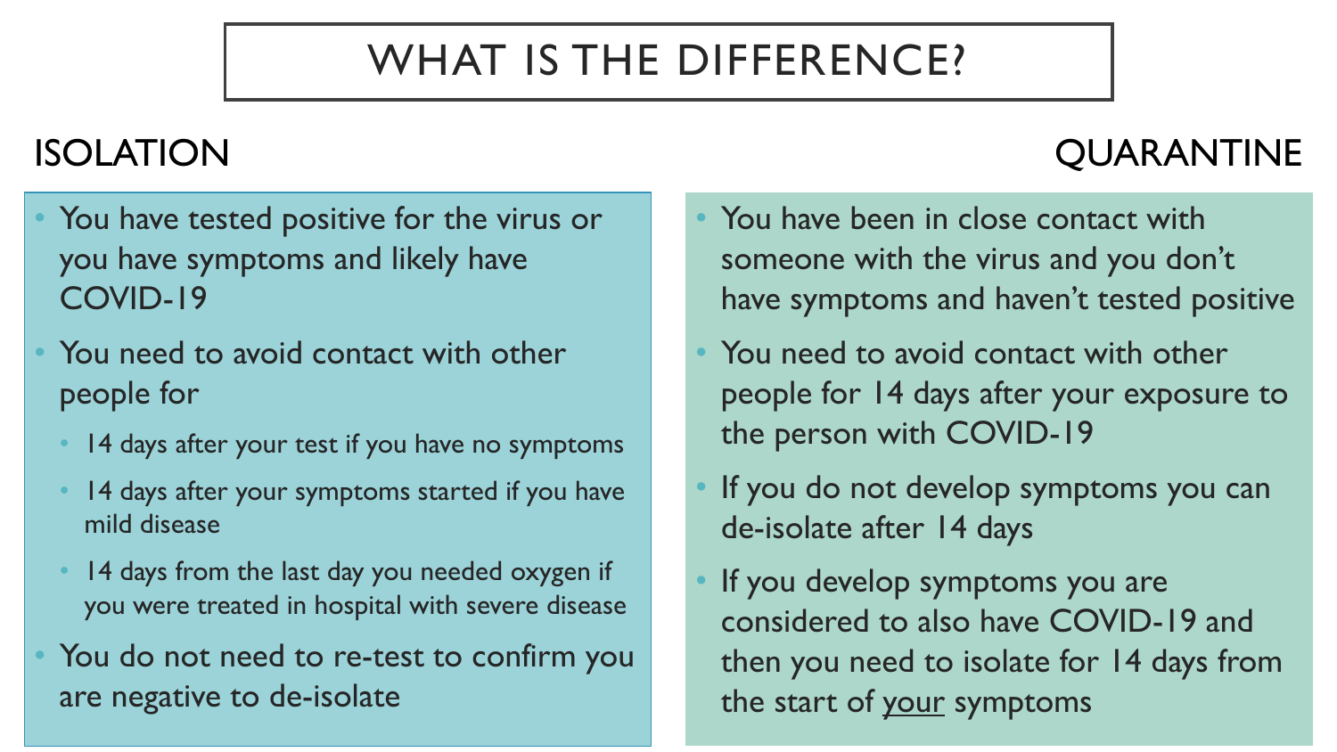# WHAT IS THE DIFFERENCE?

## ISOLATION

- You have tested positive for the virus or you have symptoms and likely have COVID-19
- You need to avoid contact with other people for
  - 14 days after your test if you have no symptoms
  - 14 days after your symptoms started if you have mild disease
  - 14 days from the last day you needed oxygen if you were treated in hospital with severe disease
- You do not need to re-test to confirm you are negative to de-isolate

## QUARANTINE

- You have been in close contact with someone with the virus and you don't have symptoms and haven't tested positive
- You need to avoid contact with other people for 14 days after your exposure to the person with COVID-19
- If you do not develop symptoms you can de-isolate after 14 days
- If you develop symptoms you are considered to also have COVID-19 and then you need to isolate for 14 days from the start of <u>your</u> symptoms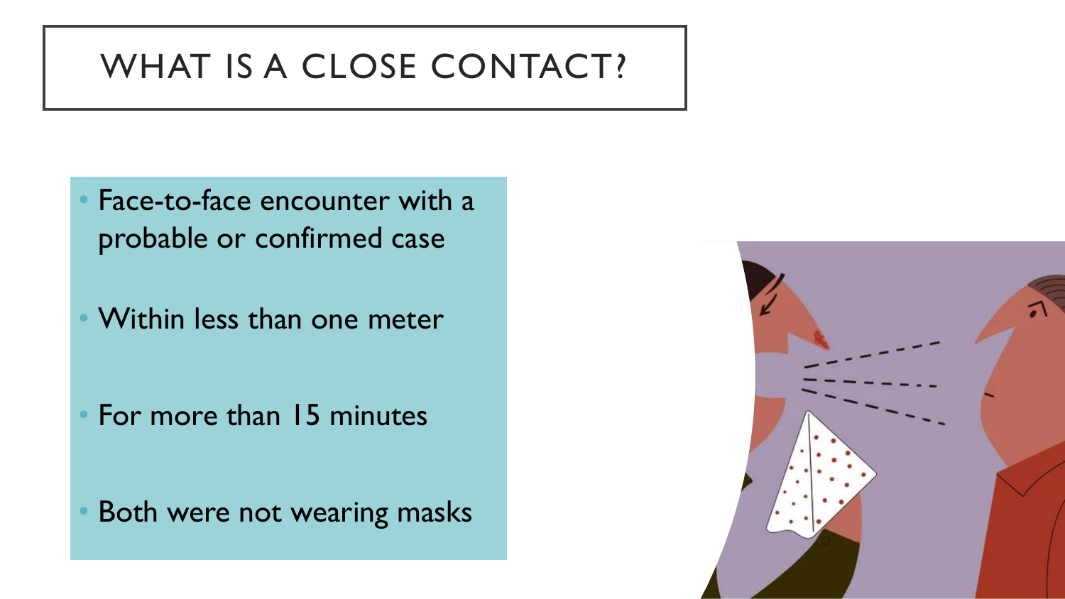# WHAT IS A CLOSE CONTACT?

- Face-to-face encounter with a probable or confirmed case
- Within less than one meter
- For more than 15 minutes
- Both were not wearing masks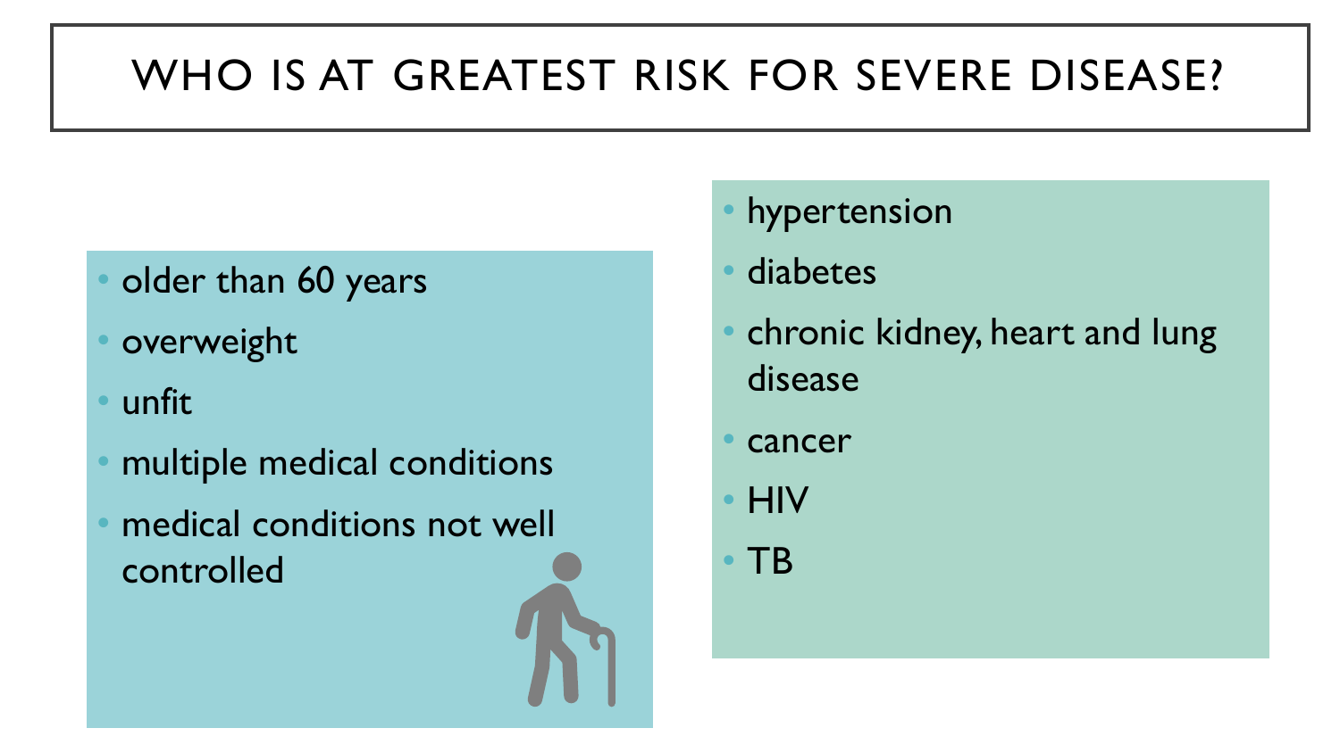# WHO IS AT GREATEST RISK FOR SEVERE DISEASE?

- older than 60 years
- overweight
- unfit
- multiple medical conditions
- medical conditions not well controlled

- hypertension
- diabetes
- chronic kidney, heart and lung disease
- cancer
- HIV
- TB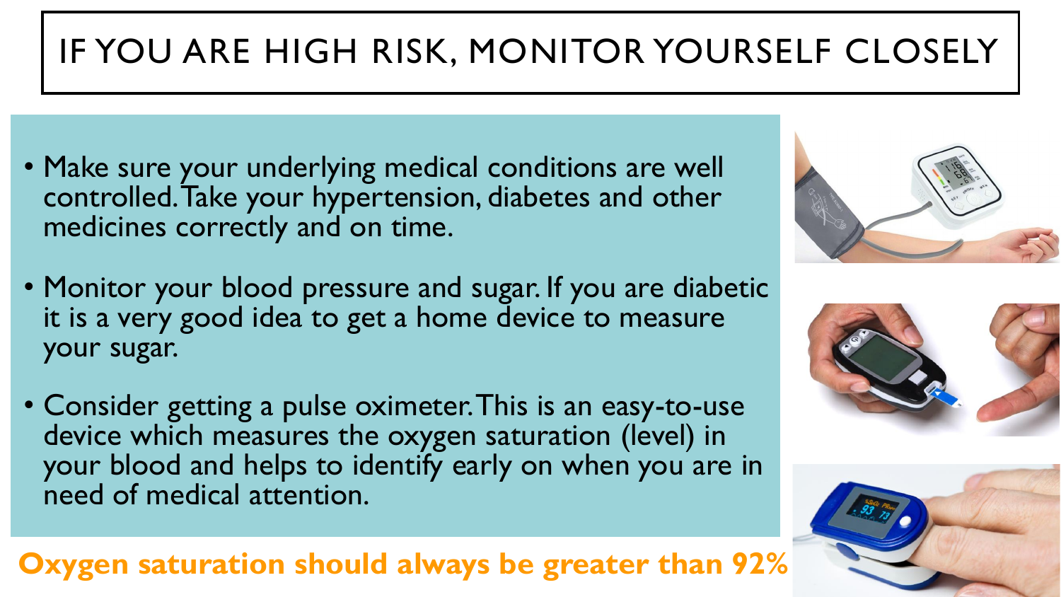# IF YOU ARE HIGH RISK, MONITOR YOURSELF CLOSELY

- Make sure your underlying medical conditions are well controlled. Take your hypertension, diabetes and other medicines correctly and on time.
- Monitor your blood pressure and sugar. If you are diabetic it is a very good idea to get a home device to measure your sugar.
- Consider getting a pulse oximeter. This is an easy-to-use device which measures the oxygen saturation (level) in your blood and helps to identify early on when you are in need of medical attention.

**Oxygen saturation should always be greater than 92%**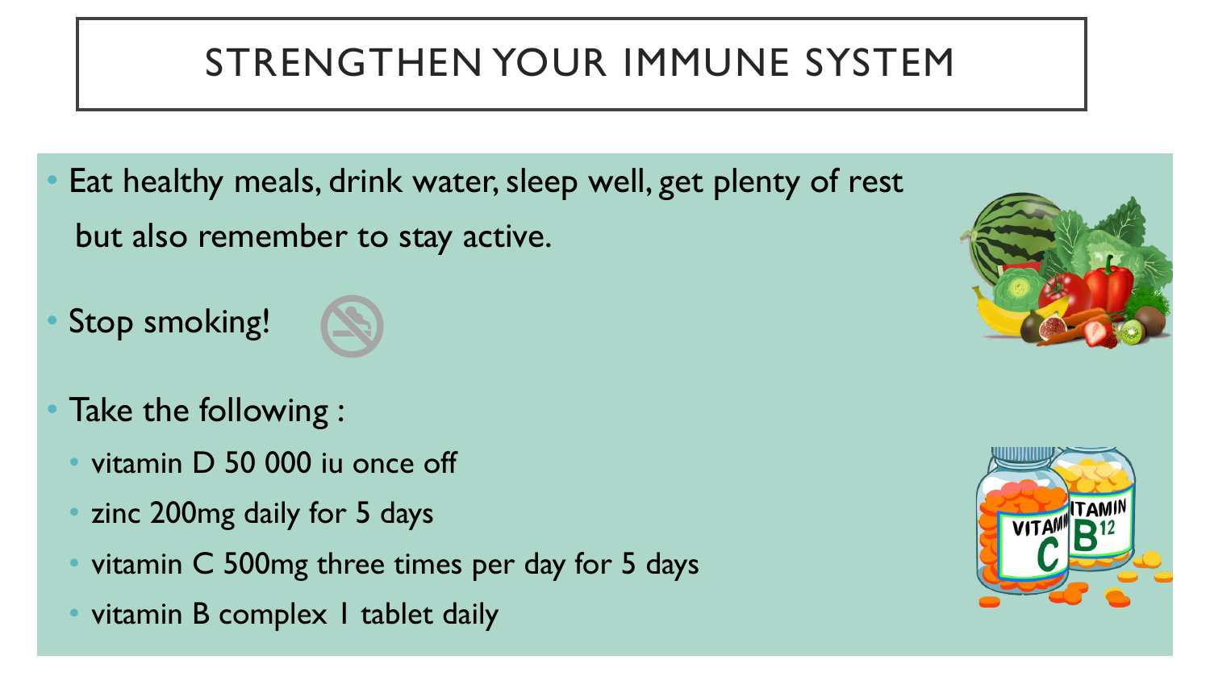# STRENGTHEN YOUR IMMUNE SYSTEM

- Eat healthy meals, drink water, sleep well, get plenty of rest but also remember to stay active.
- Stop smoking!
- Take the following :
  - vitamin D 50 000 iu once off
  - zinc 200mg daily for 5 days
  - vitamin C 500mg three times per day for 5 days
  - vitamin B complex 1 tablet daily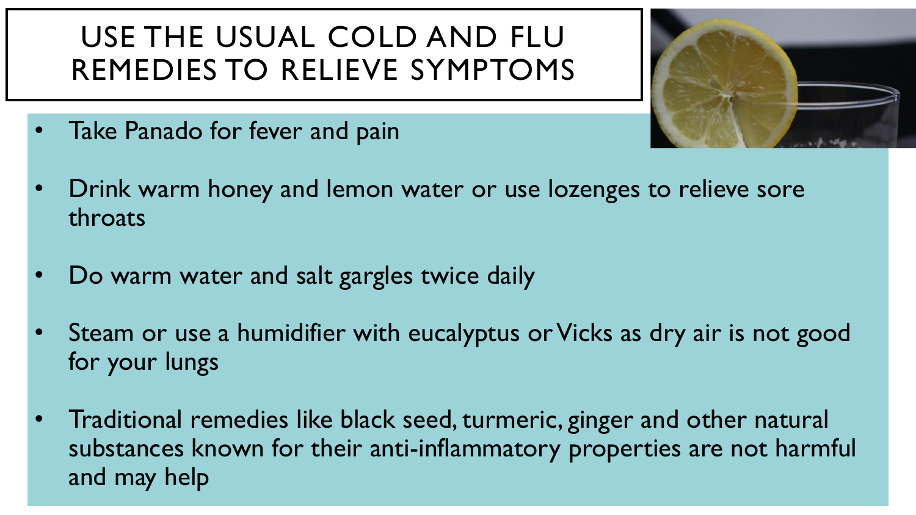# USE THE USUAL COLD AND FLU REMEDIES TO RELIEVE SYMPTOMS

- Take Panado for fever and pain
- Drink warm honey and lemon water or use lozenges to relieve sore throats
- Do warm water and salt gargles twice daily
- Steam or use a humidifier with eucalyptus or Vicks as dry air is not good for your lungs
- Traditional remedies like black seed, turmeric, ginger and other natural substances known for their anti-inflammatory properties are not harmful and may help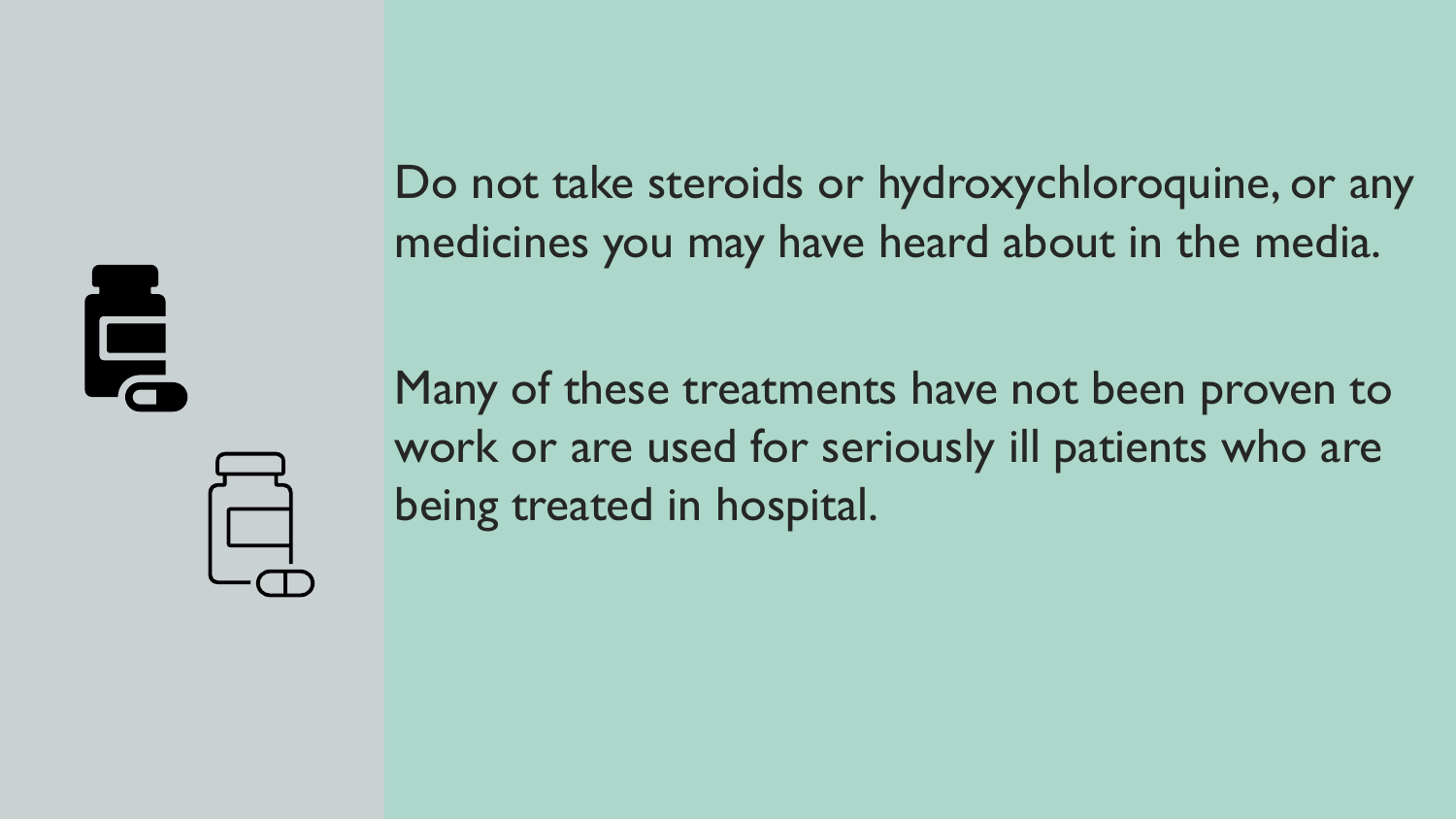Do not take steroids or hydroxychloroquine, or any medicines you may have heard about in the media.

Many of these treatments have not been proven to work or are used for seriously ill patients who are being treated in hospital.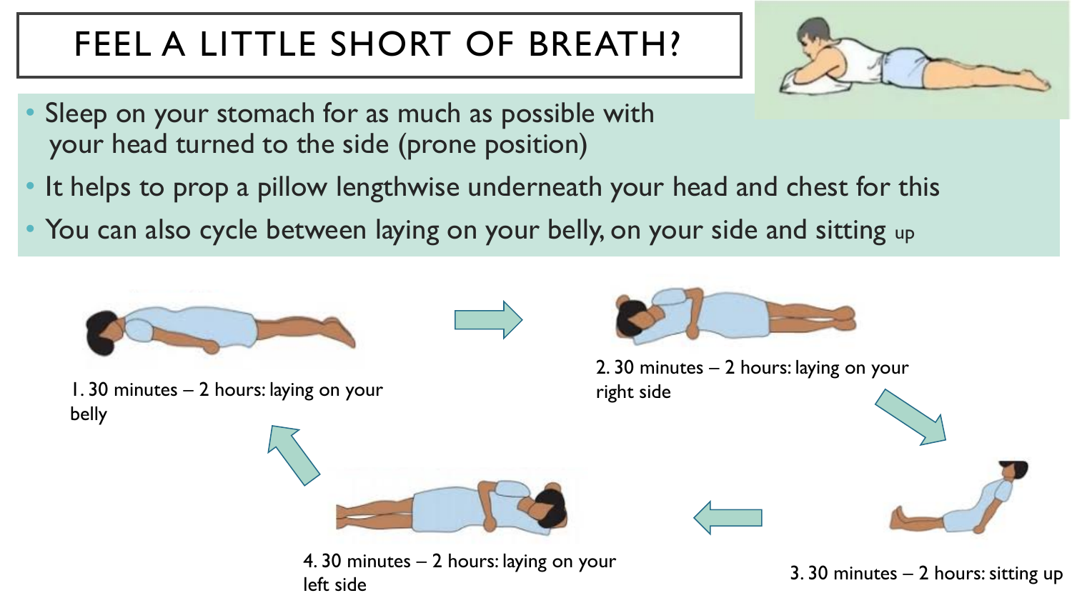# FEEL A LITTLE SHORT OF BREATH?

- Sleep on your stomach for as much as possible with your head turned to the side (prone position)
- It helps to prop a pillow lengthwise underneath your head and chest for this
- You can also cycle between laying on your belly, on your side and sitting up

1. 30 minutes – 2 hours: laying on your belly

2. 30 minutes – 2 hours: laying on your right side

3. 30 minutes – 2 hours: sitting up

4. 30 minutes – 2 hours: laying on your left side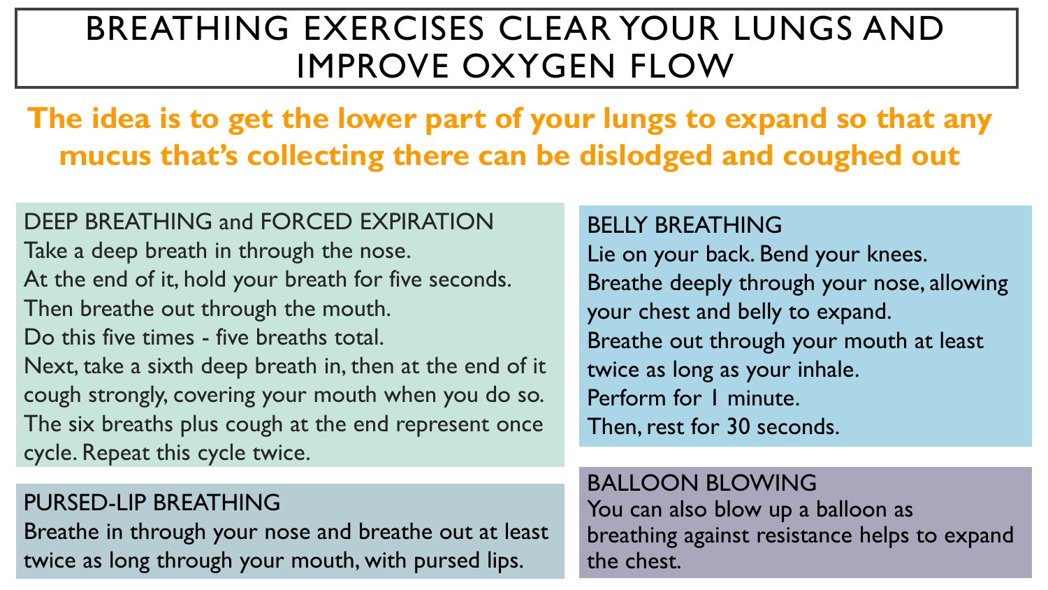# BREATHING EXERCISES CLEAR YOUR LUNGS AND IMPROVE OXYGEN FLOW

**The idea is to get the lower part of your lungs to expand so that any mucus that's collecting there can be dislodged and coughed out**

## DEEP BREATHING and FORCED EXPIRATION

Take a deep breath in through the nose.
At the end of it, hold your breath for five seconds.
Then breathe out through the mouth.
Do this five times - five breaths total.
Next, take a sixth deep breath in, then at the end of it cough strongly, covering your mouth when you do so.
The six breaths plus cough at the end represent once cycle. Repeat this cycle twice.

## PURSED-LIP BREATHING

Breathe in through your nose and breathe out at least twice as long through your mouth, with pursed lips.

## BELLY BREATHING

Lie on your back. Bend your knees.
Breathe deeply through your nose, allowing your chest and belly to expand.
Breathe out through your mouth at least twice as long as your inhale.
Perform for 1 minute.
Then, rest for 30 seconds.

## BALLOON BLOWING

You can also blow up a balloon as breathing against resistance helps to expand the chest.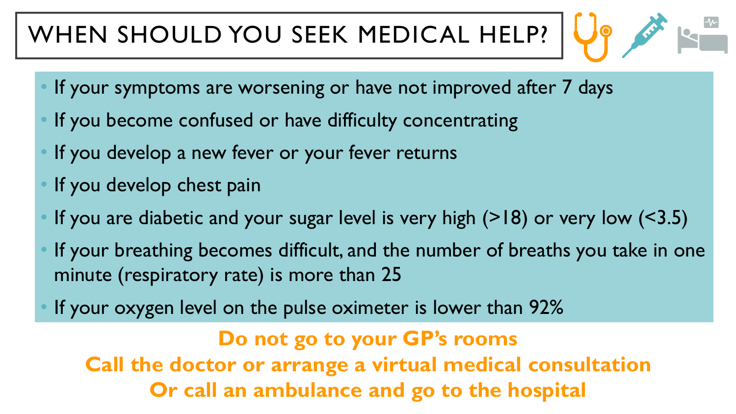# WHEN SHOULD YOU SEEK MEDICAL HELP?

- If your symptoms are worsening or have not improved after 7 days
- If you become confused or have difficulty concentrating
- If you develop a new fever or your fever returns
- If you develop chest pain
- If you are diabetic and your sugar level is very high (>18) or very low (<3.5)
- If your breathing becomes difficult, and the number of breaths you take in one minute (respiratory rate) is more than 25
- If your oxygen level on the pulse oximeter is lower than 92%

**Do not go to your GP's rooms**

**Call the doctor or arrange a virtual medical consultation**

**Or call an ambulance and go to the hospital**